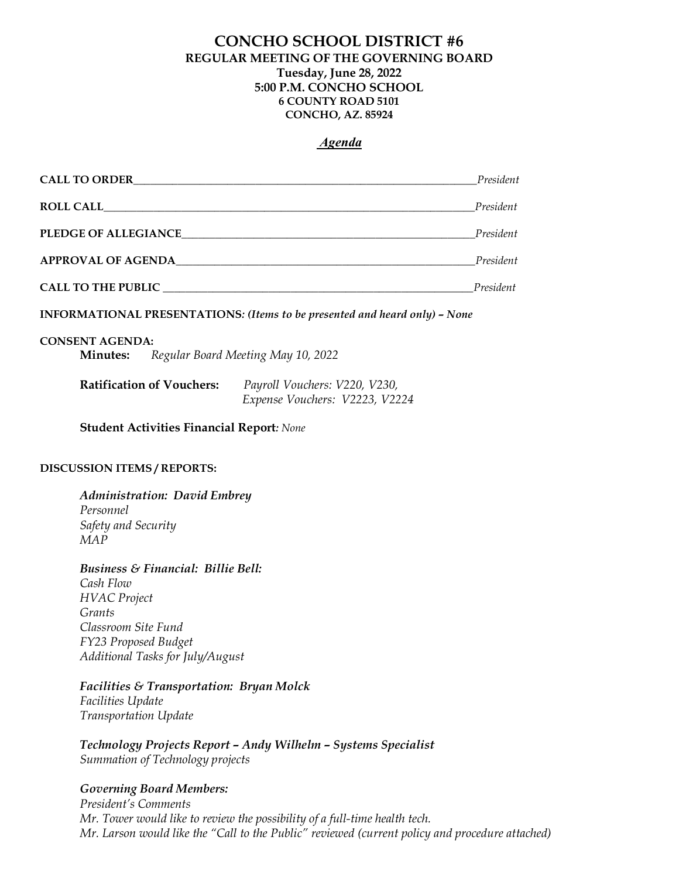# CONCHO SCHOOL DISTRICT #6

**REGULAR MEETING OF THE GOVERNING BOARD**
**Tuesday, June 28, 2022**
**5:00 P.M. CONCHO SCHOOL**
**6 COUNTY ROAD 5101**
**CONCHO, AZ. 85924**

***Agenda***

**CALL TO ORDER**_______________________________________________________________*President*

**ROLL CALL**___________________________________________________________________*President*

**PLEDGE OF ALLEGIANCE**_____________________________________________________*President*

**APPROVAL OF AGENDA**______________________________________________________*President*

**CALL TO THE PUBLIC** ____________________________________________________*President*

**INFORMATIONAL PRESENTATIONS***: (Items to be presented and heard only) – None*

**CONSENT AGENDA:**

**Minutes:** *Regular Board Meeting May 10, 2022*

**Ratification of Vouchers:** *Payroll Vouchers: V220, V230,*
*Expense Vouchers: V2223, V2224*

**Student Activities Financial Report***: None*

**DISCUSSION ITEMS / REPORTS:**

***Administration: David Embrey***
*Personnel*
*Safety and Security*
*MAP*

***Business & Financial: Billie Bell:***
*Cash Flow*
*HVAC Project*
*Grants*
*Classroom Site Fund*
*FY23 Proposed Budget*
*Additional Tasks for July/August*

***Facilities & Transportation: Bryan Molck***
*Facilities Update*
*Transportation Update*

***Technology Projects Report – Andy Wilhelm – Systems Specialist***
*Summation of Technology projects*

***Governing Board Members:***
*President's Comments*
*Mr. Tower would like to review the possibility of a full-time health tech.*
*Mr. Larson would like the "Call to the Public" reviewed (current policy and procedure attached)*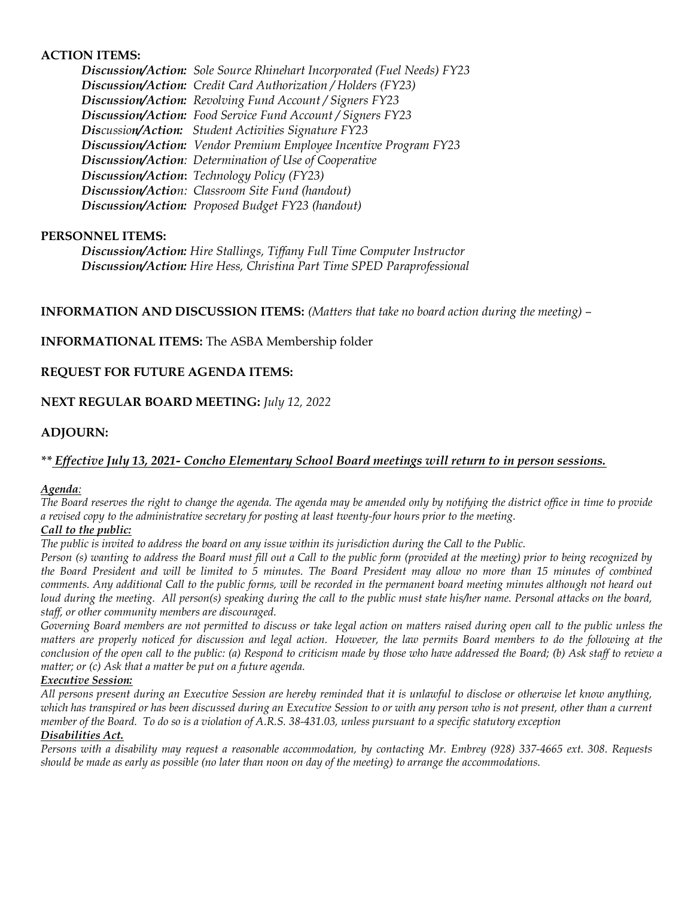**ACTION ITEMS:**

***Discussion/Action:*** *Sole Source Rhinehart Incorporated (Fuel Needs) FY23*
***Discussion/Action:*** *Credit Card Authorization / Holders (FY23)*
***Discussion/Action:*** *Revolving Fund Account / Signers FY23*
***Discussion/Action:*** *Food Service Fund Account / Signers FY23*
***Discussion/Action:*** *Student Activities Signature FY23*
***Discussion/Action:*** *Vendor Premium Employee Incentive Program FY23*
***Discussion/Action****: Determination of Use of Cooperative*
***Discussion/Action*****:** *Technology Policy (FY23)*
***Discussion/Action****: Classroom Site Fund (handout)*
***Discussion/Action:*** *Proposed Budget FY23 (handout)*

**PERSONNEL ITEMS:**

***Discussion/Action:*** *Hire Stallings, Tiffany Full Time Computer Instructor*
***Discussion/Action:*** *Hire Hess, Christina Part Time SPED Paraprofessional*

**INFORMATION AND DISCUSSION ITEMS:** *(Matters that take no board action during the meeting) –*

**INFORMATIONAL ITEMS:** The ASBA Membership folder

**REQUEST FOR FUTURE AGENDA ITEMS:**

**NEXT REGULAR BOARD MEETING:** *July 12, 2022*

**ADJOURN:**

***** ***Effective July 13, 2021- Concho Elementary School Board meetings will return to in person sessions.***

***Agenda****:*

*The Board reserves the right to change the agenda. The agenda may be amended only by notifying the district office in time to provide a revised copy to the administrative secretary for posting at least twenty-four hours prior to the meeting.*

***Call to the public:***

*The public is invited to address the board on any issue within its jurisdiction during the Call to the Public.*

*Person (s) wanting to address the Board must fill out a Call to the public form (provided at the meeting) prior to being recognized by the Board President and will be limited to 5 minutes. The Board President may allow no more than 15 minutes of combined comments. Any additional Call to the public forms, will be recorded in the permanent board meeting minutes although not heard out loud during the meeting. All person(s) speaking during the call to the public must state his/her name. Personal attacks on the board, staff, or other community members are discouraged.*

*Governing Board members are not permitted to discuss or take legal action on matters raised during open call to the public unless the matters are properly noticed for discussion and legal action. However, the law permits Board members to do the following at the conclusion of the open call to the public: (a) Respond to criticism made by those who have addressed the Board; (b) Ask staff to review a matter; or (c) Ask that a matter be put on a future agenda.*

***Executive Session:***

*All persons present during an Executive Session are hereby reminded that it is unlawful to disclose or otherwise let know anything, which has transpired or has been discussed during an Executive Session to or with any person who is not present, other than a current member of the Board. To do so is a violation of A.R.S. 38-431.03, unless pursuant to a specific statutory exception*

***Disabilities Act.***

*Persons with a disability may request a reasonable accommodation, by contacting Mr. Embrey (928) 337-4665 ext. 308. Requests should be made as early as possible (no later than noon on day of the meeting) to arrange the accommodations.*